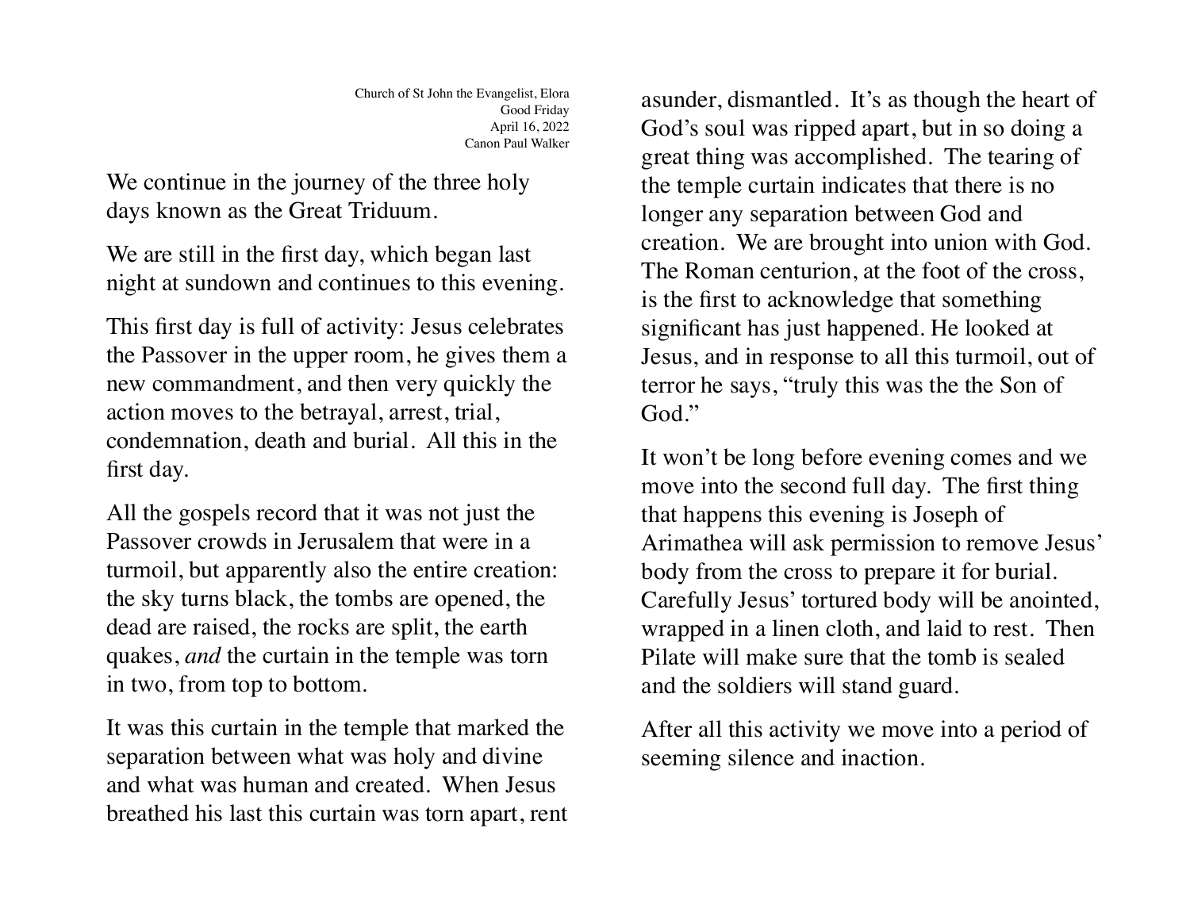Church of St John the Evangelist, Elora
Good Friday
April 16, 2022
Canon Paul Walker

We continue in the journey of the three holy days known as the Great Triduum.

We are still in the first day, which began last night at sundown and continues to this evening.

This first day is full of activity: Jesus celebrates the Passover in the upper room, he gives them a new commandment, and then very quickly the action moves to the betrayal, arrest, trial, condemnation, death and burial. All this in the first day.

All the gospels record that it was not just the Passover crowds in Jerusalem that were in a turmoil, but apparently also the entire creation: the sky turns black, the tombs are opened, the dead are raised, the rocks are split, the earth quakes, *and* the curtain in the temple was torn in two, from top to bottom.

It was this curtain in the temple that marked the separation between what was holy and divine and what was human and created. When Jesus breathed his last this curtain was torn apart, rent asunder, dismantled. It's as though the heart of God's soul was ripped apart, but in so doing a great thing was accomplished. The tearing of the temple curtain indicates that there is no longer any separation between God and creation. We are brought into union with God. The Roman centurion, at the foot of the cross, is the first to acknowledge that something significant has just happened. He looked at Jesus, and in response to all this turmoil, out of terror he says, "truly this was the the Son of God."

It won't be long before evening comes and we move into the second full day. The first thing that happens this evening is Joseph of Arimathea will ask permission to remove Jesus' body from the cross to prepare it for burial. Carefully Jesus' tortured body will be anointed, wrapped in a linen cloth, and laid to rest. Then Pilate will make sure that the tomb is sealed and the soldiers will stand guard.

After all this activity we move into a period of seeming silence and inaction.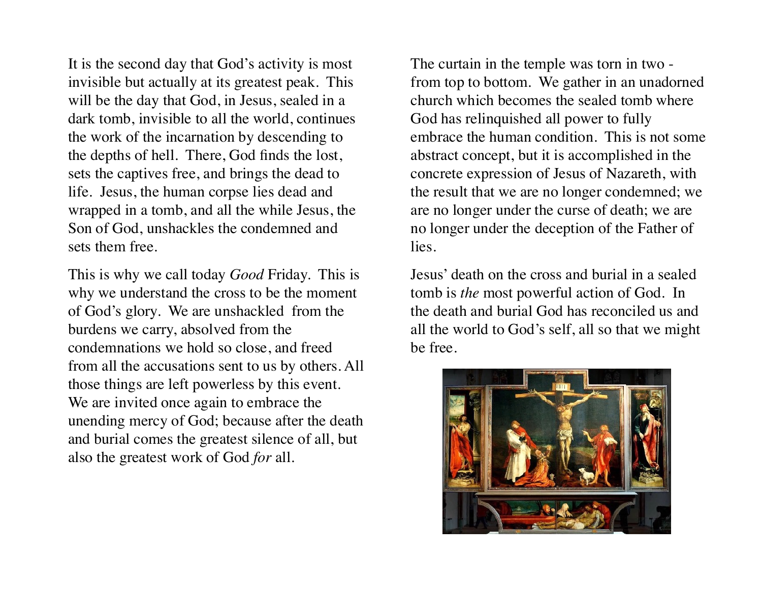It is the second day that God's activity is most invisible but actually at its greatest peak. This will be the day that God, in Jesus, sealed in a dark tomb, invisible to all the world, continues the work of the incarnation by descending to the depths of hell. There, God finds the lost, sets the captives free, and brings the dead to life. Jesus, the human corpse lies dead and wrapped in a tomb, and all the while Jesus, the Son of God, unshackles the condemned and sets them free.

This is why we call today *Good* Friday. This is why we understand the cross to be the moment of God's glory. We are unshackled from the burdens we carry, absolved from the condemnations we hold so close, and freed from all the accusations sent to us by others. All those things are left powerless by this event. We are invited once again to embrace the unending mercy of God; because after the death and burial comes the greatest silence of all, but also the greatest work of God *for* all.

The curtain in the temple was torn in two - from top to bottom. We gather in an unadorned church which becomes the sealed tomb where God has relinquished all power to fully embrace the human condition. This is not some abstract concept, but it is accomplished in the concrete expression of Jesus of Nazareth, with the result that we are no longer condemned; we are no longer under the curse of death; we are no longer under the deception of the Father of lies.

Jesus' death on the cross and burial in a sealed tomb is *the* most powerful action of God. In the death and burial God has reconciled us and all the world to God's self, all so that we might be free.